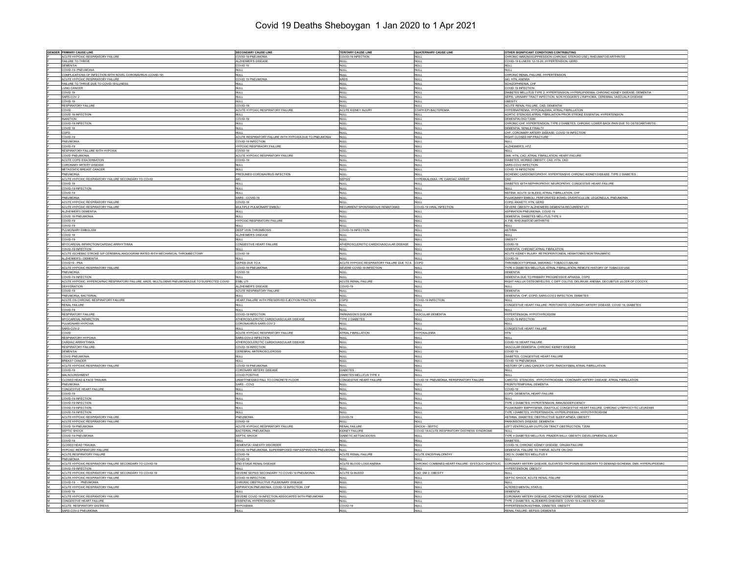# Covid 19 Deaths Sheboygan 1 Jan 2020 to 1 Apr 2021

| GENDER | PRIMARY CAUSE LINE | SECONDARY CAUSE LINE | TERITARY CAUSE LINE | QUATERNARY CAUSE LINE | OTHER SIGNIFICANT CONDITIONS CONTRIBUTING |
|---|---|---|---|---|---|
| F | ACUTE HYPOXIC RESPIRATORY FAILURE | COVID-19 PNEUMONIA | COVID-19 INFECTION | NULL | CHRONIC IMMUNOSUPPRESSION (CHRONIC STEROID USE); RHEUMATOID ARTHRITIS |
| F | FAILURE TO THRIVE | ALZHEIMER'S DISEASE | NULL | NULL | COVID-19 ILLNESS 12-15-20; HYPERTENSION; GERD |
| F | DEMENTIA | COVID 19 | NULL | NULL | NULL |
| F | COVID-19- PNEUMONIA | NULL | NULL | NULL | NULL |
| F | COMPLICATIONS OF INFECTION WITH NOVEL CORONAVIRUS (COVID-19) | NULL | NULL | NULL | CHRONIC RENAL FAILURE, HYPERTENSION |
| F | ACUTE HYPOXIC RESPIRATORY FAILURE | COVID 19 PNEUMONIA | ARDS | NULL | AKI, HTN, ANEMIA |
| F | FAILURE TO THRIVE DUE TO COVID-19 ILLNESS | NULL | NULL | NULL | SCHIZOPHRENIA, CHF |
| F | LUNG CANCER | NULL | NULL | NULL | COVID 19 INFECTION |
| F | COVID 19 | NULL | NULL | NULL | DIABETES MELLITUS TYPE 2; HYPERTENSION; HYPERLIPIDEMIA; CHRONIC KIDNEY DISEASE; DEMENTIA |
| F | SARS-COV 2 | NULL | NULL | NULL | SEPIS, URINARY TRACT INFECTION, NON HODGKIN'S LYMPHOMA, CEREBRAL VASCUALR DISEASE |
| F | COVID 19 | NULL | NULL | NULL | OBESITY |
| F | RESPIRATORY FAILURE | COVID-19 | NULL | NULL | ACUTE RENAL FAILURE, CAD, DEMENTIA |
| F | COVID | ACUTE HYPOXIC RESPIRATORY FAILURE | ACUTE KIDNEY INJURY | STAPH EPI BACTEREMIA | HYPERNATREMIA, HYPOKALEMIA, ATRIAL FIBRILLATION |
| F | COVID 19 INFECTION | NULL | NULL | NULL | AORTIC STENOSIS ATRIAL FIBRILLATION PRIOR STROKE ESSENTIAL HYPERTENSION |
| F | INANITION | COVID-19 | NULL | NULL | DEMENTIA,CKD,T2DM |
| F | COVID-19 INFECTION | NULL | NULL | NULL | CHRONIC CHF, HYPERTENSION, TYPE 2 DIABETES, CHRONIC LOWER BACK PAIN DUE TO OSTEOARTHRITIS |
| F | COVID 19 | NULL | NULL | NULL | DEMENTIA, SENILE FRAILTY |
| F | COPD | NULL | NULL | NULL | CHF; CORONARY ARTERY DISEASE; COVID 19 INFECTION |
| F | COVID-19 | ACUTE RESPIRATORY FAILURE WITH HYPOXIA DUE TO PNEUMONIA | NULL | NULL | RIGHT CLOSED HIP FRACTURE |
| F | PNEUMONIA | COVID-19 INFECTION | NULL | NULL | NULL |
| F | COVID-19 | HYPOXIC RESPIRAORY FAILURE | NULL | NULL | ALZHEIMER'S, HTZ |
| F | RESPIRATORY FAILURE WITH HYPOXIA | COVID-19 | NULL | NULL | NULL |
| F | COVID PNEUMONIA | ACUTE HYPOXIC RESPIRATORY FAILURE | NULL | NULL | DMII, HTN, CAD, ATRIAL FIBRILLATION, HEART FAILURE |
| F | ACUTE COPD EXACERBATION | COVID-19 | NULL | NULL | DIABETES, MORBID OBESITY, CAD, HTN, CKD |
| F | CORONARY ARTERY DISEASE | NULL | NULL | NULL | SARS-COV2 INFECTION |
| F | METASTATIC BREAST CANCER | NULL | NULL | NULL | COVID 19 INFECTION |
| F | PNEUMONIA | PRESUMED CORONAVIRUS INFECTION | NULL | NULL | ISCHEMIC CARDIOMYOPATHY; HYPERTENSIVE CHRONIC KIDNEY DISEASE; TYPE 2 DIABETES |
| F | ACUTE HYPOXIC RESPIRATORY FAILURE SECONDARY TO COVID | AKI | SEPSIS | HYPERKALEMIA / PE CARDIAC ARREST | CKD |
| F | COVID 19 | NULL | NULL | NULL | DIABETES WITH NEPHROPATHY, NEUROPATHY, CONGESTIVE HEART FAILURE |
| F | COVID-19 INFECTION | NULL | NULL | NULL | NULL |
| F | COVID-19 | NULL | NULL | NULL | NSTEMI, ACUTE GI BLEED, ATRIAL FIBRILLATION, CHF |
| F | PNEUMONIA | SARS - COVID-19 | NULL | NULL | PULMONARY EMBOLI, PERFORATED BOWEL DIVERTICULUM, LEGIONELLA, PNEUMONIA |
| F | ACUTE HYPOXIC RESPIRATORY FAILURE | COVID-19 | NULL | NULL | COPD; ANXIETY; HTN; GERD |
| F | ACUTE HYPOXIC RESPIRATORY FAILURE | MULTIPLE PULMONARY EMBOLI | RECURRENT SPONTANEOUS HEMATOMAS | COVID-19 VIRAL INFECTION | SEVERE OBESITY ALZHEIMERS DEMENTIA RECURRENT UTI |
| F | ALZHEIMER'S DEMENTIA | NULL | NULL | NULL | ASPIRATION PNEUMONIA; COVID 19 |
| F | COVID 19 PNEUMONIA | NULL | NULL | NULL | DEMENTIA, DIABETES MELLITUS TYPE II |
| F | COVID-19 | HYPOXIC RESPIRATORY FAILURE | NULL | NULL | A. FIB; RHEUMATOID ARTHRITIS |
| F | COVID-19 | NULL | NULL | NULL | NULL |
| F | PULMONARY EMBOLISM | DEEP VEIN THROMBOSIS | COVID-19 INFECTION | NULL | ASTHMA |
| F | COVID 19 | ALZHEIMER'S DISEASE | NULL | NULL | NULL |
| F | COVID-19 | NULL | NULL | NULL | OBESITY |
| F | MYOCARDIAL INFARCTION/CARDIAC ARRHYTHMIA | CONGESTIVE HEART FAILURE | ATHEROSCLEROTIC CARDIOVASCULAR DISEASE | NULL | COVID-19 |
| F | COVID-19 INFECTION | NULL | NULL | NULL | DEMENTIA, CHRONIC ATRIAL FIBRILATION |
| F | ACUTE ISCHEMIC STROKE S/P CEREBRAL ANGIOGRAM RATED WITH MECHANICAL THROMBECTOMY | COVID-19 | NULL | NULL | ACUTE KIDNEY INJURY; RETROPERITONEAL HEMATOMAS NON TRAUMATIC |
| F | ALZHEIMER'S / DEMENTIA | NULL | NULL | NULL | COVID-19 |
| F | COVID19 - PNA | SEPSIS DUE TO A | ACUTE HYPOXIC RESPIRATORY FAILURE DUE TO A | COPD | THROMBOCYTOPENIA, SMOKING / TOBACCO ABUSE |
| F | ACUTE HYPOXIC RESPIRATORY FAILURE | COVID-19 PNEUMONIA | SEVERE COVID-19 INFECTION | NULL | TYPE II DIABETES MELLITUS; ATRIAL FIBRILLATION; REMOTE HISTORY OF TOBACCO USE |
| F | PNEUMONIA | COVID-19 | NULL | NULL | DEMENTIA |
| F | COVID-19 INFECTION | NULL | NULL | NULL | DEMENTIA DUE TO PRIMARY PROGRESSIVE APHASIA, COPD |
| F | ACUTE HYPOXIC, HYPERCAPNIC RESPIRATORY FAILURE, ARDS, MULTILOBAR PNEUMONIA DUE TO SUSPECTED COVID | ESBL UTI | ACUTE RENAL FAILURE | NULL | RIGHT HALLUX OSTEOMYELITIS, C DIFF COLITIS, DELIRIUM, ANEMIA, DECUBITUS ULCER OF COCCYX |
| F | DEHYDRATION | ALZHEIMER'S DISEASE | COVID-19 | NULL | NULL |
| F | COVID-19 | ACUTE RESPIRATORY FAILURE | NULL | NULL | DEMENTIA |
| F | PNEUMONIA, BACTERIAL | NULL | NULL | NULL | DEMENTIA; CHF; COPD; SARS-COV-2 INFECTION; DIABETES |
| F | ACUTE ON CHRONIC RESPIRATORY FAILURE | HEART FAILURE WITH PRESERVED EJECTION FRACTION | COPD | COVID-19 INFECTION | NULL |
| F | RENAL FAILURE | NULL | NULL | NULL | CONGESTIVE HEART FAILURE; PERITONITIS; CORONARY ARTERY DISEASE; COVID 19; DIABETES |
| F | COVID-19 | NULL | NULL | NULL | NULL |
| F | RESPIRATORY FAILURE | COVID-19 INFECTION | PARKINSON'S DISEASE | VASCULAR DEMENTIA | HYPERTENSION, HYPOTHYROIDISM |
| F | MYOCARDIAL INFARCTION | ATHEROSCLEROTIC CARDIOVASCULAR DISEASE | TYPE 2 DIABETES | NULL | COVID-19 INFECTION |
| F | PULMONARY HYPOXIA | CORONAVIRUS SARS COV 2 | NULL | NULL | NULL |
| F | SARS-COV-2 | NULL | NULL | NULL | CONGESTIVE HEART FAILURE |
| F | COVID | ACUTE HYPOXIC RESPIRATORY FAILURE | ATRIAL FIBRILLATION | HYPOKALEMIA | HTN |
| F | RESPIRATORY HYPOXIA | SARS-COV-2 INFECTION | NULL | NULL | NULL |
| F | CARDIAC ARRHYTHMIA | ATHEROSCLEROTIC CARDIOVASCULAR DISEASE | NULL | NULL | COVID-19; HEART FAILURE |
| F | RESPIRATORY FAILURE | COVID-19 INFECTION | NULL | NULL | VASCULAR DEMENTIA, CHRONIC KIDNEY DISEASE |
| F | DEMENTIA | CEREBRAL ARTERIOSCLEROSIS | NULL | NULL | COVID 19 |
| F | COVID PNEUMONIA | NULL | NULL | NULL | DIABETES, CONGESTIVE HEART FAILURE |
| F | BREAST CANCER | NULL | NULL | NULL | COVID 19 PNEUMONIA |
| F | ACUTE HYPOXIC RESPIRATORY FAILURE | COVID-19 PNEUMONIA | NULL | NULL | HISTORY OF LUNG CANCER; COPD; PAROXYSMAL ATRIAL FIBRILLATION |
| F | COVID-19 | CORONARY ARTERY DISEASE | DIABETES | NULL | NULL |
| F | MALNOURISHMENT | COVID POSITIVE | DIABETES MELLITUS TYPE II | NULL | NULL |
| F | CLOSED HEAD & FACE TRAUMA | UNWITTNESSED FALL TO CONCRETE FLOOR | CONGESTIVE HEART FAILURE | COVID-19 PNEUMONIA, RERSPIRATORY FAILURE | CAROTID STENOSIS, HYPOTHYROIDISM, CORONARY ARTERY DISEASE, ATRIAL FIBRILLATION |
| F | PNEUMONIA | SARS - COV2 | NULL | NULL | FRONTOTEMPORAL DEMENTIA |
| F | CONGESTIVE HEART FAILURE | NULL | NULL | NULL | COVID-19 |
| F | COVID-19 | NULL | NULL | NULL | COPD, DEMENTIA, HEART FAILURE |
| F | COVID-19 INFECTION | NULL | NULL | NULL | NULL |
| F | COVID-19 INFECTION | NULL | NULL | NULL | TYPE 2 DIABETES; HYPERTENSION; IMMUNODEFICIENCY |
| F | COVID-19 INFECTION | NULL | NULL | NULL | PULMONARY EMPHYSEMA, DIASTOLIC CONGESTIVE HEART FAILURE, CHRONIC LYMPHOCYTIC LEUKEMIA |
| F | COVID-19 INFECTION | NULL | NULL | NULL | TYPE I DIABETES, HYPERTENSION, HYPERLIPIDEMIA, HYPOTHYROIDISM |
| F | ACUTE HYPOXIC RESPIRATORY FAILURE | PNEUMONIA | COVID-19 | NULL | ASTHMA; DIABETES; OBSTRUCTIVE SLEEP APNEA; OBESITY |
| F | ACUTE HYPOXIC RESPIRATORY FAILURE | COVID-19 | NULL | NULL | PARKINSON'S DISEASE; DEMENTIA |
| F | COVID 19 PNEUMONIA | ACUTE HYPOXIC RESPIRATORY FAILURE | RENAL FAILURE | SHOCK - SEPTIC | LEFT VENTRICULAR OUTFLOW TRACT OBSTRUCTION, T2DM |
| F | SEPTIC SHOCK | BACTERIAL PNEUMONIA | KIDNEY FAILURE | COVID-19 ACUTE RESPIRATORY DISTRESS SYNDROME | NULL |
| F | COVID-19 PNEUMONIA | SEPTIC SHOCK | DIABETIC KETOACIDOSIS | NULL | TYPE II DIABETES MELLITUS; PRADER-WILLI; OBESITY; DEVELOPMENTAL DELAY |
| F | COVID-19 | NULL | NULL | NULL | DIABETES |
| F | CLOSED HEAD TRAUMA | DEMENTIA / ANEXITY DISORDER | NULL | NULL | COVID-19, CHRONIC KIDNEY DISEASE, ORGAN FAILURE. |
| F | HYPOXIC RESPIRATORY FAILURE | COVID-19 PNEUMONIA, SUPERIMPOSED HAP/ASPIRATION PNEUMONIA | NULL | NULL | DEMENTIA, FAILURE TO THRIVE, ACUTE ON CKD |
| F | ACUTE RESPIRATORY FAILURE | COVID-19 | ACUTE RENAL FAILURE | ACUTE ENCEPHALOPATHY | CKD IV, DIABETES MELLITUS II |
| M | PNEUMONIA | COVID-19 | NULL | NULL | NULL |
| M | ACUTE HYPOXIC RESPIRATORY FAILURE SECONDARY TO COVID-19 | END STAGE RENAL DISEASE | ACUTE BLOOD LOSS ANEMIA | CHRONIC COMBINED HEART FAILURE- SYSTOLIC+DIASTOLIC | CORONARY ARTERY DISEASE, ELEVATED TROPONIN SECONDARY TO DEMAND ISCHEMIA, DMII, HYPERLIPIDEMIC |
| M | COVID-19 INFECTION | NULL | NULL | NULL | HYPERTENSION; OBESITY |
| M | ACUTE HYPOXIC RESPIRATORY FAILURE SECONDARY TO COVID-19 | SEVERE SEPSIS SECONDARY TO COVID-19 PNEUMONIA | ACUTE GI BLEED | CAD; DM 2; OBESITY | NULL |
| M | ACUTE HYPOXIC RESPIRATORY FAILURE | COVID-19 INFECTION | NULL | NULL | SEPTIC SHOCK, ACUTE RENAL FAILURE |
| M | COVID-19 - PNEUMONIA | CHRONIC OBSTRUCTIVE PULMONARY DISEASE | NULL | NULL | NULL |
| M | ACUTE HYPOXIC RESPIRATORY FAILURE | ASPIRATION PNEUMONIA, COVID-19 INFECTION, CHF | NULL | NULL | ALTERED MENTAL STATUS |
| M | COVID 19 | NULL | NULL | NULL | DEMENTIA |
| M | ACUTE HYPOXIC RESPIRATORY FAILURE | SEVERE COVID 19 INFECTION ASSOCIATED WITH PNEUMONIA | NULL | NULL | CORONARY ARTERY DISEASE, CHRONIC KIDNEY DISEASE, DEMENTIA |
| M | CONGESTIVE HEART FAILURE | ESSENTIAL HYPERTENSION | NULL | NULL | TYPE 2 DIABETES, ALZEIMERS DISEASES, COVID-19 ILLNESS NOV 2020 |
| M | ACUTE RESPIRATORY DISTRESS | HYPOXEMIA | COVID-19 | NULL | HYPERTENSION,ASTHMA, DIABETES, OBESITY |
| M | SARS-COV-2 PNEUMONIA | NULL | NULL | NULL | RENAL FAILURE; SEPSIS; DEMENTIA |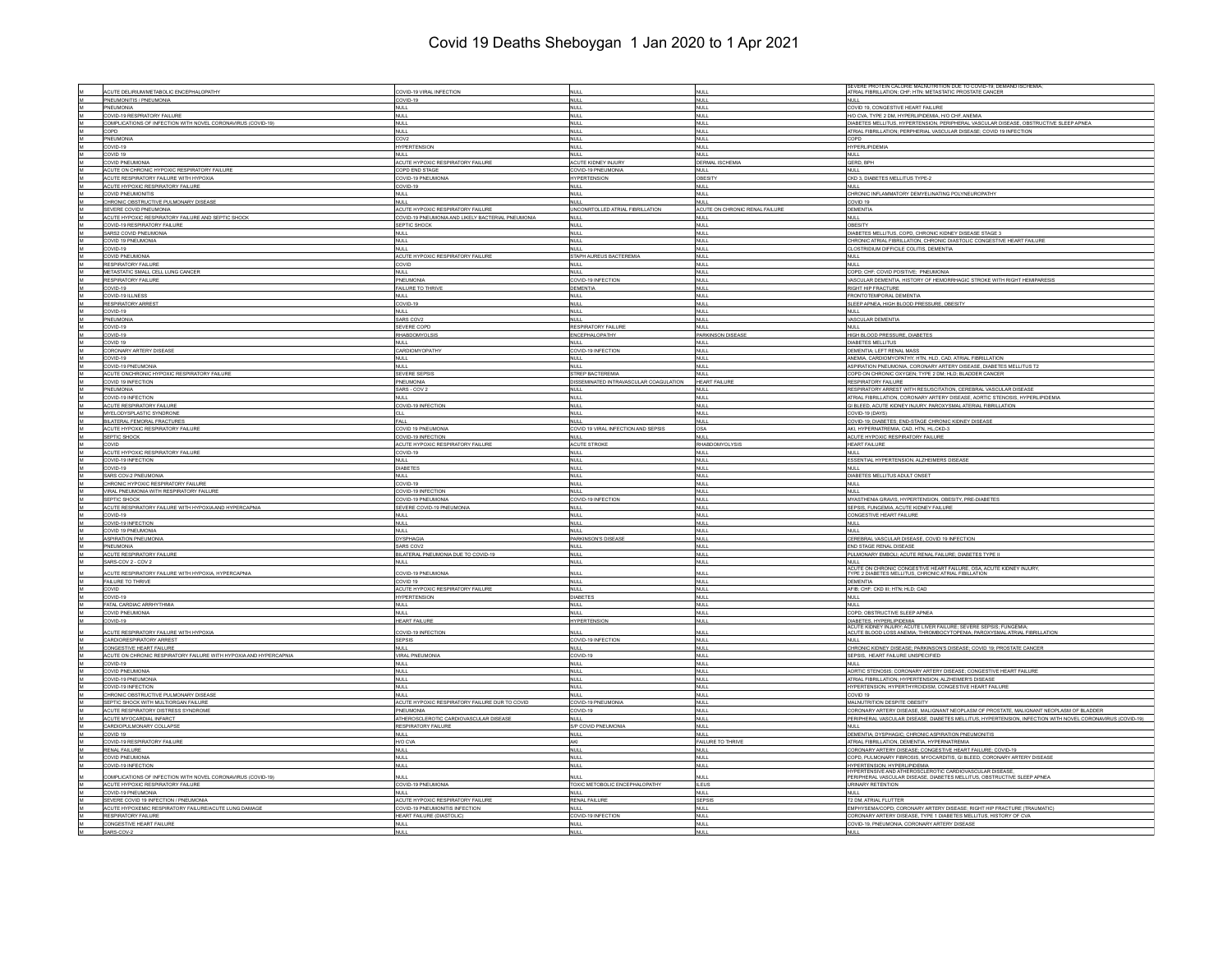# Covid 19 Deaths Sheboygan 1 Jan 2020 to 1 Apr 2021

| | | | | | |
|---|---|---|---|---|---|
| M | ACUTE DELIRIUM/METABOLIC ENCEPHALOPATHY | COVID-19 VIRAL INFECTION | NULL | NULL | SEVERE PROTEIN CALORIE MALNUTRITION DUE TO COVID-19; DEMAND ISCHEMIA; ATRIAL FIBRILLATION; CHF; HTN; METASTATIC PROSTATE CANCER |
| M | PNEUMONITIS / PNEUMONIA | COVID-19 | NULL | NULL | NULL |
| M | PNEUMONIA | NULL | NULL | NULL | COVID 19, CONGESTIVE HEART FAILURE |
| M | COVID-19 RESPIRATORY FAILURE | NULL | NULL | NULL | H/O CVA, TYPE 2 DM, HYPERLIPIDEMIA, H/O CHF, ANEMIA |
| M | COMPLICATIONS OF INFECTION WITH NOVEL CORONAVIRUS (COVID-19) | NULL | NULL | NULL | DIABETES MELLITUS, HYPERTENSION, PERIPHERAL VASCULAR DISEASE, OBSTRUCTIVE SLEEP APNEA |
| M | COPD | NULL | NULL | NULL | ATRIAL FIBRILLATION; PERPHERIAL VASCULAR DISEASE; COVID 19 INFECTION |
| M | PNEUMONIA | COV2 | NULL | NULL | COPD |
| M | COVID-19 | HYPERTENSION | NULL | NULL | HYPERLIPIDEMIA |
| M | COVID 19 | NULL | NULL | NULL | NULL |
| M | COVID PNEUMONIA | ACUTE HYPOXIC RESPIRATORY FAILURE | ACUTE KIDNEY INJURY | DERMAL ISCHEMIA | GERD, BPH |
| M | ACUTE ON CHRONIC HYPOXIC RESPIRATORY FAILURE | COPD END STAGE | COVID-19 PNEUMONIA | NULL | NULL |
| M | ACUTE RESPIRATORY FAILURE WITH HYPOXIA | COVID-19 PNEUMONIA | HYPERTENSION | OBESITY | CKD 3, DIABETES MELLITUS TYPE-2 |
| M | ACUTE HYPOXIC RESPIRATORY FAILURE | COVID-19 | NULL | NULL | NULL |
| M | COVID PNEUMONITIS | NULL | NULL | NULL | CHRONIC INFLAMMATORY DEMYELINATING POLYNEUROPATHY |
| M | CHRONIC OBSTRUCTIVE PULMONARY DISEASE | NULL | NULL | NULL | COVID 19 |
| M | SEVERE COVID PNEUMONIA | ACUTE HYPOXIC RESPIRATORY FAILURE | UNCONRTOLLED ATRIAL FIBRILLATION | ACUTE ON CHRONIC RENAL FAILURE | DEMENTIA |
| M | ACUTE HYPOXIC RESPIRATORY FAILURE AND SEPTIC SHOCK | COVID-19 PNEUMONIA AND LIKELY BACTERIAL PNEUMONIA | NULL | NULL | NULL |
| M | COVID-19 RESPIRATORY FAILURE | SEPTIC SHOCK | NULL | NULL | OBESITY |
| M | SARS2 COVID PNEUMONIA | NULL | NULL | NULL | DIABETES MELLITUS, COPD, CHRONIC KIDNEY DISEASE STAGE 3 |
| M | COVID 19 PNEUMONIA | NULL | NULL | NULL | CHRONIC ATRIAL FIBRILLATION, CHRONIC DIASTOLIC CONGESTIVE HEART FAILURE |
| M | COVID-19 | NULL | NULL | NULL | CLOSTRIDIUM DIFFICILE COLITIS, DEMENTIA |
| M | COVID PNEUMONIA | ACUTE HYPOXIC RESPIRATORY FAILURE | STAPH AUREUS BACTEREMIA | NULL | NULL |
| M | RESPIRATORY FAILURE | COVID | NULL | NULL | NULL |
| M | METASTATIC SMALL CELL LUNG CANCER | NULL | NULL | NULL | COPD; CHF; COVID POSITIVE; PNEUMONIA |
| M | RESPIRATORY FAILURE | PNEUMONIA | COVID-19 INFECTION | NULL | VASCULAR DEMENTIA, HISTORY OF HEMORRHAGIC STROKE WITH RIGHT HEMIPARESIS |
| M | COVID-19 | FAILURE TO THRIVE | DEMENTIA | NULL | RIGHT HIP FRACTURE |
| M | COVID-19 ILLNESS | NULL | NULL | NULL | FRONTOTEMPORAL DEMENTIA |
| M | RESPIRATORY ARREST | COVID-19 | NULL | NULL | SLEEP APNEA, HIGH BLOOD PRESSURE, OBESITY |
| M | COVID-19 | NULL | NULL | NULL | NULL |
| M | PNEUMONIA | SARS COV2 | NULL | NULL | VASCULAR DEMENTIA |
| M | COVID-19 | SEVERE COPD | RESPIRATORY FAILURE | NULL | NULL |
| M | COVID-19 | RHABDOMYOLSIS | ENCEPHALOPATHY | PARKINSON DISEASE | HIGH BLOOD PRESSURE, DIABETES |
| M | COVID 19 | NULL | NULL | NULL | DIABETES MELLITUS |
| M | CORONARY ARTERY DISEASE | CARDIOMYOPATHY | COVID-19 INFECTION | NULL | DEMENTIA; LEFT RENAL MASS |
| M | COVID-19 | NULL | NULL | NULL | ANEMIA, CARDIOMYOPATHY, HTN, HLD, CAD, ATRIAL FIBRILLATION |
| M | COVID-19 PNEUMONIA | NULL | NULL | NULL | ASPIRATION PNEUMONIA, CORONARY ARTERY DISEASE, DIABETES MELLITUS T2 |
| M | ACUTE ONCHRONIC HYPOXIC RESPIRATORY FAILURE | SEVERE SEPSIS | STREP BACTEREMIA | NULL | COPD ON CHRONIC OXYGEN; TYPE 2 DM; HLD; BLADDER CANCER |
| M | COVID 19 INFECTION | PNEUMONIA | DISSEMINATED INTRAVASCULAR COAGULATION | HEART FAILURE | RESPIRATORY FAILURE |
| M | PNEUMONIA | SARS - COV 2 | NULL | NULL | RESPIRATORY ARREST WITH RESUSCITATION, CEREBRAL VASCULAR DISEASE |
| M | COVID-19 INFECTION | NULL | NULL | NULL | ATRIAL FIBRILLATION, CORONARY ARTERY DISEASE, AORTIC STENOSIS, HYPERLIPIDEMIA |
| M | ACUTE RESPIRATORY FAILURE | COVID-19 INFECTION | NULL | NULL | GI BLEED, ACUTE KIDNEY INJURY, PAROXYSMAL ATERIAL FIBRILLATION |
| M | MYELODYSPLASTIC SYNDROME | CLL | NULL | NULL | COVID-19 (DAYS) |
| M | BILATERAL FEMORAL FRACTURES | FALL | NULL | NULL | COVID-19; DIABETES; END-STAGE CHRONIC KIDNEY DISEASE |
| M | ACUTE HYPOXIC RESPIRATORY FAILURE | COVID 19 PNEUMONIA | COVID 19 VIRAL INFECTION AND SEPSIS | OSA | AKI, HYPERNATREMIA, CAD, HTN, HL,CKD-3 |
| M | SEPTIC SHOCK | COVID-19 INFECTION | NULL | NULL | ACUTE HYPOXIC RESPIRATORY FAILURE |
| M | COVID | ACUTE HYPOXIC RESPIRATORY FAILURE | ACUTE STROKE | RHABDOMYOLYSIS | HEART FAILURE |
| M | ACUTE HYPOXIC RESPIRATORY FAILURE | COVID-19 | NULL | NULL | NULL |
| M | COVID-19 INFECTION | NULL | NULL | NULL | ESSENTIAL HYPERTENSION; ALZHEIMERS DISEASE |
| M | COVID-19 | DIABETES | NULL | NULL | NULL |
| M | SARS COV-2 PNEUMONIA | NULL | NULL | NULL | DIABETES MELLITUS ADULT ONSET |
| M | CHRONIC HYPOXIC RESPIRATORY FAILURE | COVID-19 | NULL | NULL | NULL |
| M | VIRAL PNEUMONIA WITH RESPIRATORY FAILURE | COVID-19 INFECTION | NULL | NULL | NULL |
| M | SEPTIC SHOCK | COVID-19 PNEUMONIA | COVID-19 INFECTION | NULL | MYASTHENIA GRAVIS, HYPERTENSION, OBESITY, PRE-DIABETES |
| M | ACUTE RESPIRATORY FAILURE WITH HYPOXIA AND HYPERCAPNIA | SEVERE COVID-19 PNEUMONIA | NULL | NULL | SEPSIS, FUNGEMIA, ACUTE KIDNEY FAILURE |
| M | COVID-19 | NULL | NULL | NULL | CONGESTIVE HEART FAILURE |
| M | COVID-19 INFECTION | NULL | NULL | NULL | NULL |
| M | COVID 19 PNEUMONIA | NULL | NULL | NULL | NULL |
| M | ASPIRATION PNEUMONIA | DYSPHAGIA | PARKINSON'S DISEASE | NULL | CEREBRAL VASCULAR DISEASE, COVID 19 INFECTION |
| M | PNEUMONIA | SARS COV2 | NULL | NULL | END STAGE RENAL DISEASE |
| M | ACUTE RESPIRATORY FAILURE | BILATERAL PNEUMONIA DUE TO COVID-19 | NULL | NULL | PULMONARY EMBOLI; ACUTE RENAL FAILURE; DIABETES TYPE II |
| M | SARS-COV 2 - COV 2 | NULL | NULL | NULL | NULL |
| M | ACUTE RESPIRATORY FAILURE WITH HYPOXIA, HYPERCAPNIA | COVID-19 PNEUMONIA | NULL | NULL | ACUTE ON CHRONIC CONGESTIVE HEART FAILURE, OSA, ACUTE KIDNEY INJURY, TYPE 2 DIABETES MELLITUS, CHRONIC ATRIAL FIBILLATION |
| M | FAILURE TO THRIVE | COVID 19 | NULL | NULL | DEMENTIA |
| M | COVID | ACUTE HYPOXIC RESPIRATORY FAILURE | NULL | NULL | AFIB; CHF; CKD III; HTN; HLD; CAD |
| M | COVID-19 | HYPERTENSION | DIABETES | NULL | NULL |
| M | FATAL CARDIAC ARRHYTHMIA | NULL | NULL | NULL | NULL |
| M | COVID PNEUMONIA | NULL | NULL | NULL | COPD; OBSTRUCTIVE SLEEP APNEA |
| M | COVID-19 | HEART FAILURE | HYPERTENSION | NULL | DIABETES, HYPERLIPIDEMIA |
| M | ACUTE RESPIRATORY FAILURE WITH HYPOXIA | COVID-19 INFECTION | NULL | NULL | ACUTE KIDNEY INJURY; ACUTE LIVER FAILURE; SEVERE SEPSIS; FUNGEMIA; ACUTE BLOOD LOSS ANEMIA; THROMBOCYTOPENIA; PAROXYSMAL ATRIAL FIBRILLATION |
| M | CARDIORESPIRATORY ARREST | SEPSIS | COVID-19 INFECTION | NULL | NULL |
| M | CONGESTIVE HEART FAILURE | NULL | NULL | NULL | CHRONIC KIDNEY DISEASE; PARKINSON'S DISEASE; COVID 19; PROSTATE CANCER |
| M | ACUTE ON CHRONIC RESPIRATORY FAILURE WITH HYPOXIA AND HYPERCAPNIA | VIRAL PNEUMONIA | COVID-19 | NULL | SEPSIS, HEART FAILURE UNSPECIFIED |
| M | COVID-19 | NULL | NULL | NULL | NULL |
| M | COVID PNEUMONIA | NULL | NULL | NULL | AORTIC STENOSIS; CORONARY ARTERY DISEASE; CONGESTIVE HEART FAILURE |
| M | COVID-19 PNEUMONIA | NULL | NULL | NULL | ATRIAL FIBRILLATION; HYPERTENSION; ALZHEIMER'S DISEASE |
| M | COVID-19 INFECTION | NULL | NULL | NULL | HYPERTENSION, HYPERTHYROIDISM, CONGESTIVE HEART FAILURE |
| M | CHRONIC OBSTRUCTIVE PULMONARY DISEASE | NULL | NULL | NULL | COVID 19 |
| M | SEPTIC SHOCK WITH MULTIORGAN FAILURE | ACUTE HYPOXIC RESPIRATORY FAILURE DUR TO COVID | COVID-19 PNEUMONIA | NULL | MALNUTRITION DESPITE OBESITY |
| M | ACUTE RESPIRATORY DISTRESS SYNDROME | PNEUMONIA | COVID-19 | NULL | CORONARY ARTERY DISEASE, MALIGNANT NEOPLASM OF PROSTATE, MALIGNANT NEOPLASM OF BLADDER |
| M | ACUTE MYOCARDIAL INFARCT | ATHEROSCLEROTIC CARDIOVASCULAR DISEASE | NULL | NULL | PERIPHERAL VASCULAR DISEASE, DIABETES MELLITUS, HYPERTENSION, INFECTION WITH NOVEL CORONAVIRUS (COVID-19) |
| M | CARDIOPULMONARY COLLAPSE | RESPIRATORY FAILURE | S/P COVID PNEUMONIA | NULL | NULL |
| M | COVID 19 | NULL | NULL | NULL | DEMENTIA; DYSPHAGIC; CHRONIC ASPIRATION PNEUMONITIS |
| M | COVID-19 RESPIRATORY FAILURE | H/O CVA | AKI | FAILURE TO THRIVE | ATRIAL FIBRILLATION, DEMENTIA, HYPERNATREMIA |
| M | RENAL FAILURE | NULL | NULL | NULL | CORONARY ARTERY DISEASE; CONGESTIVE HEART FAILURE; COVID-19 |
| M | COVID PNEUMONIA | NULL | NULL | NULL | COPD, PULMONARY FIBROSIS, MYOCARDITIS, GI BLEED, CORONARY ARTERY DISEASE |
| M | COVID-19 INFECTION | NULL | NULL | NULL | HYPERTENSION; HYPERLIPIDEMIA |
| M | COMPLICATIONS OF INFECTION WITH NOVEL CORONAVIRUS (COVID-19) | NULL | NULL | NULL | HYPERTENSIVE AND ATHEROSCLEROTIC CARDIOVASCULAR DISEASE PERIPHERAL VASCULAR DISEASE, DIABETES MELLITUS, OBSTRUCTIVE SLEEP APNEA |
| M | ACUTE HYPOXIC RESPIRATORY FAILURE | COVID-19 PNEUMONIA | TOXIC METOBOLIC ENCEPHALOPATHY | ILEUS | URINARY RETENTION |
| M | COVID-19 PNEUMONIA | NULL | NULL | NULL | NULL |
| M | SEVERE COVID 19 INFECTION / PNEUMONIA | ACUTE HYPOXIC RESPIRATORY FAILURE | RENAL FAILURE | SEPSIS | T2 DM, ATRIAL FLUTTER |
| M | ACUTE HYPOXEMIC RESPIRATORY FAILURE/ACUTE LUNG DAMAGE | COVID-19 PNEUMONITIS INFECTION | NULL | NULL | EMPHYSEMA/COPD; CORONARY ARTERY DISEASE; RIGHT HIP FRACTURE (TRAUMATIC) |
| M | RESPIRATORY FAILURE | HEART FAILURE (DIASTOLIC) | COVID-19 INFECTION | NULL | CORONARY ARTERY DISEASE, TYPE 1 DIABETES MELLITUS, HISTORY OF CVA |
| M | CONGESTIVE HEART FAILURE | NULL | NULL | NULL | COVID-19, PNEUMONIA, CORONARY ARTERY DISEASE |
| M | SARS-COV-2 | NULL | NULL | NULL | NULL |